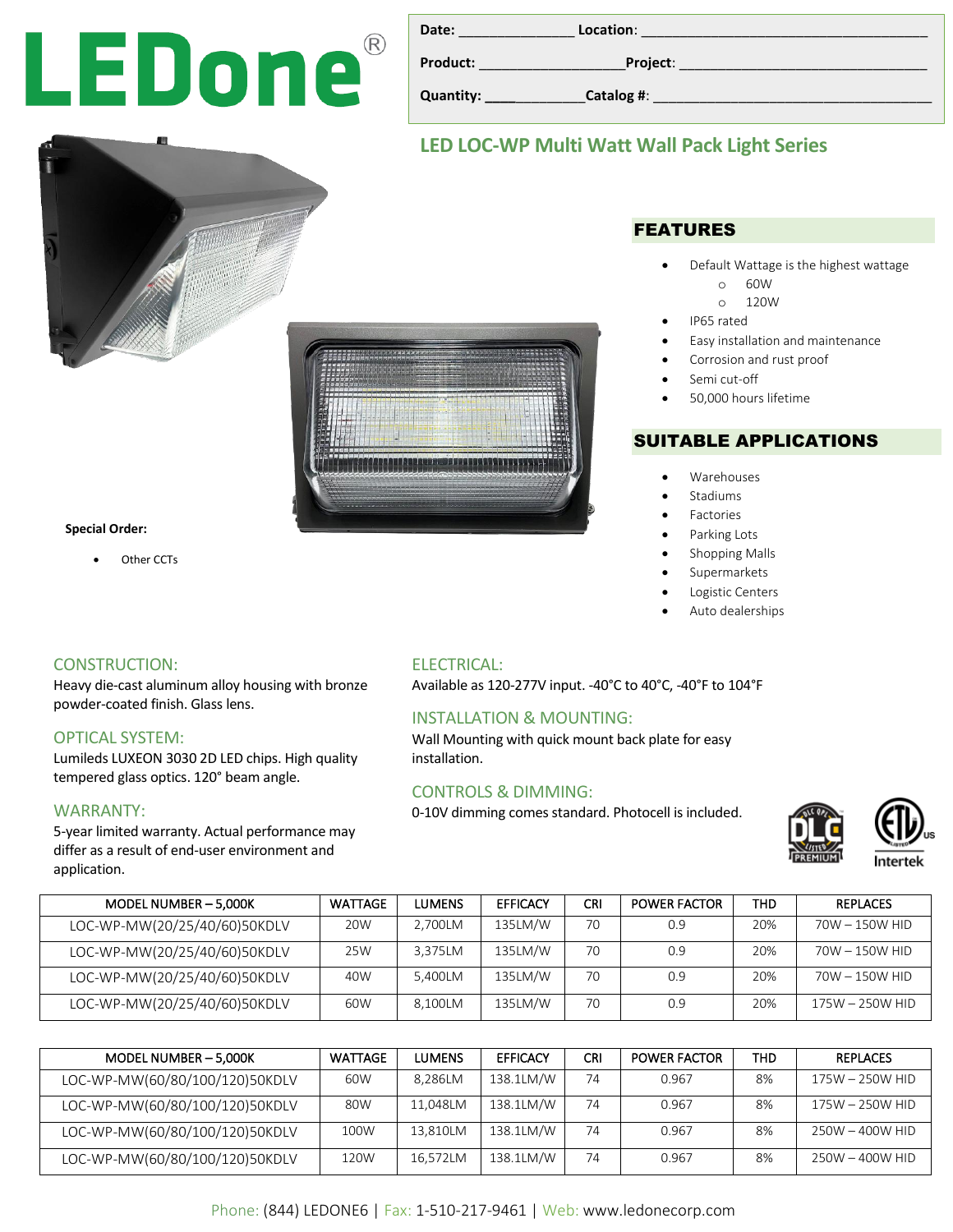# LEDone®

**Date:** ______________ **Location:** ___________________________________

**Product:** ________________ **Project:** ______________________________

**Quantity:** ____________ **Catalog #:** ________________________________

## LED LOC-WP Multi Watt Wall Pack Light Series

## FEATURES

- Default Wattage is the highest wattage
  - 60W
  - 120W
- IP65 rated
- Easy installation and maintenance
- Corrosion and rust proof
- Semi cut-off
- 50,000 hours lifetime

## SUITABLE APPLICATIONS

- Warehouses
- Stadiums
- Factories
- Parking Lots
- Shopping Malls
- Supermarkets
- Logistic Centers
- Auto dealerships

**Special Order:**

- Other CCTs

### CONSTRUCTION:

Heavy die-cast aluminum alloy housing with bronze powder-coated finish. Glass lens.

### OPTICAL SYSTEM:

Lumileds LUXEON 3030 2D LED chips. High quality tempered glass optics. 120° beam angle.

### WARRANTY:

5-year limited warranty. Actual performance may differ as a result of end-user environment and application.

### ELECTRICAL:

Available as 120-277V input. -40°C to 40°C, -40°F to 104°F

### INSTALLATION & MOUNTING:

Wall Mounting with quick mount back plate for easy installation.

### CONTROLS & DIMMING:

0-10V dimming comes standard. Photocell is included.

DLC Premium | ETL Listed (Intertek)

| MODEL NUMBER – 5,000K | WATTAGE | LUMENS | EFFICACY | CRI | POWER FACTOR | THD | REPLACES |
|---|---|---|---|---|---|---|---|
| LOC-WP-MW(20/25/40/60)50KDLV | 20W | 2,700LM | 135LM/W | 70 | 0.9 | 20% | 70W – 150W HID |
| LOC-WP-MW(20/25/40/60)50KDLV | 25W | 3,375LM | 135LM/W | 70 | 0.9 | 20% | 70W – 150W HID |
| LOC-WP-MW(20/25/40/60)50KDLV | 40W | 5,400LM | 135LM/W | 70 | 0.9 | 20% | 70W – 150W HID |
| LOC-WP-MW(20/25/40/60)50KDLV | 60W | 8,100LM | 135LM/W | 70 | 0.9 | 20% | 175W – 250W HID |

| MODEL NUMBER – 5,000K | WATTAGE | LUMENS | EFFICACY | CRI | POWER FACTOR | THD | REPLACES |
|---|---|---|---|---|---|---|---|
| LOC-WP-MW(60/80/100/120)50KDLV | 60W | 8,286LM | 138.1LM/W | 74 | 0.967 | 8% | 175W – 250W HID |
| LOC-WP-MW(60/80/100/120)50KDLV | 80W | 11,048LM | 138.1LM/W | 74 | 0.967 | 8% | 175W – 250W HID |
| LOC-WP-MW(60/80/100/120)50KDLV | 100W | 13,810LM | 138.1LM/W | 74 | 0.967 | 8% | 250W – 400W HID |
| LOC-WP-MW(60/80/100/120)50KDLV | 120W | 16,572LM | 138.1LM/W | 74 | 0.967 | 8% | 250W – 400W HID |

Phone: (844) LEDONE6 | Fax: 1-510-217-9461 | Web: www.ledonecorp.com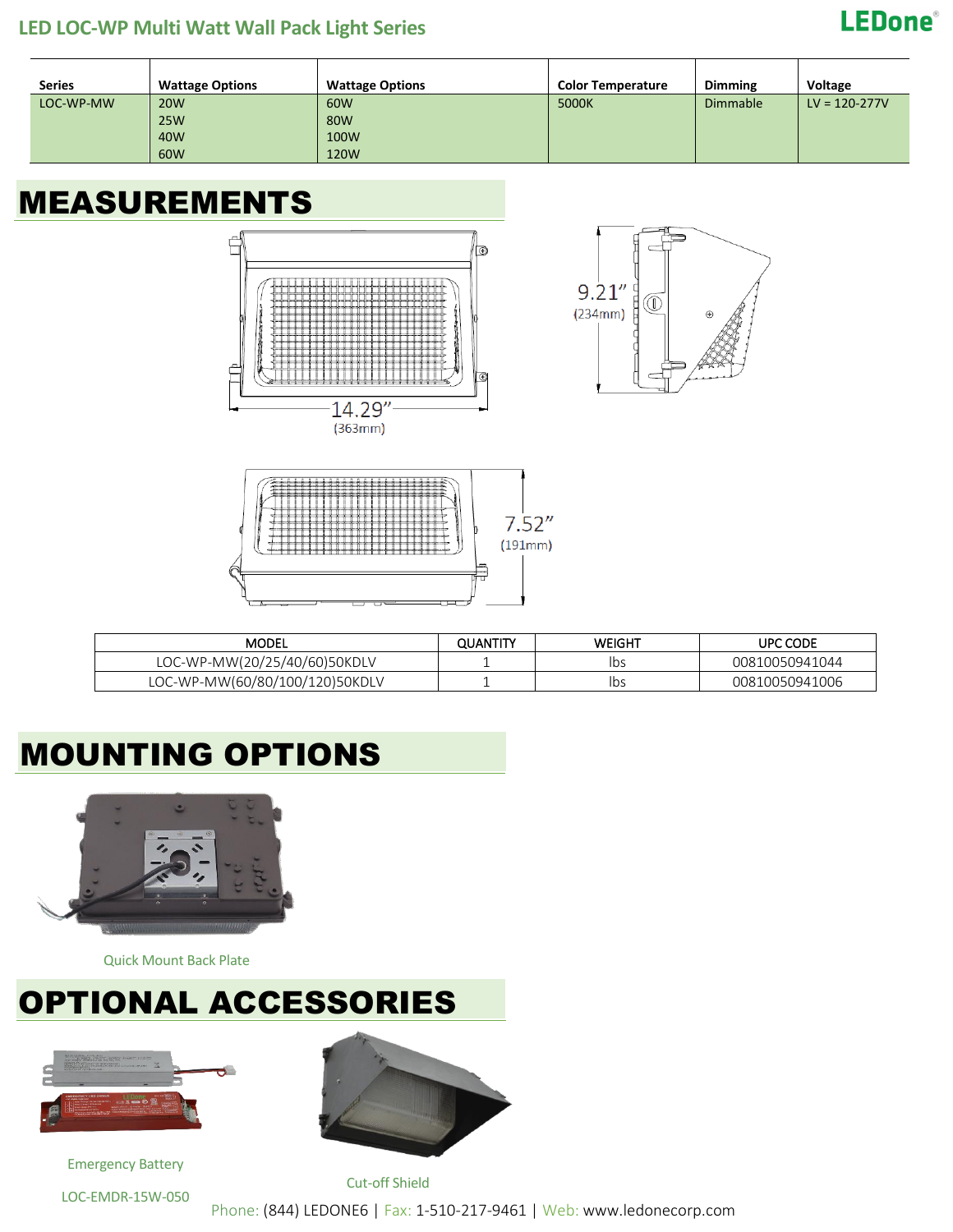## LED LOC-WP Multi Watt Wall Pack Light Series

LEDone®

| Series | Wattage Options | Wattage Options | Color Temperature | Dimming | Voltage |
|---|---|---|---|---|---|
| LOC-WP-MW | 20W<br>25W<br>40W<br>60W | 60W<br>80W<br>100W<br>120W | 5000K | Dimmable | LV = 120-277V |

# MEASUREMENTS

14.29"
(363mm)

9.21"
(234mm)

7.52"
(191mm)

| MODEL | QUANTITY | WEIGHT | UPC CODE |
|---|---|---|---|
| LOC-WP-MW(20/25/40/60)50KDLV | 1 | lbs | 00810050941044 |
| LOC-WP-MW(60/80/100/120)50KDLV | 1 | lbs | 00810050941006 |

# MOUNTING OPTIONS

Quick Mount Back Plate

# OPTIONAL ACCESSORIES

Emergency Battery

LOC-EMDR-15W-050

Cut-off Shield

Phone: (844) LEDONE6 | Fax: 1-510-217-9461 | Web: www.ledonecorp.com